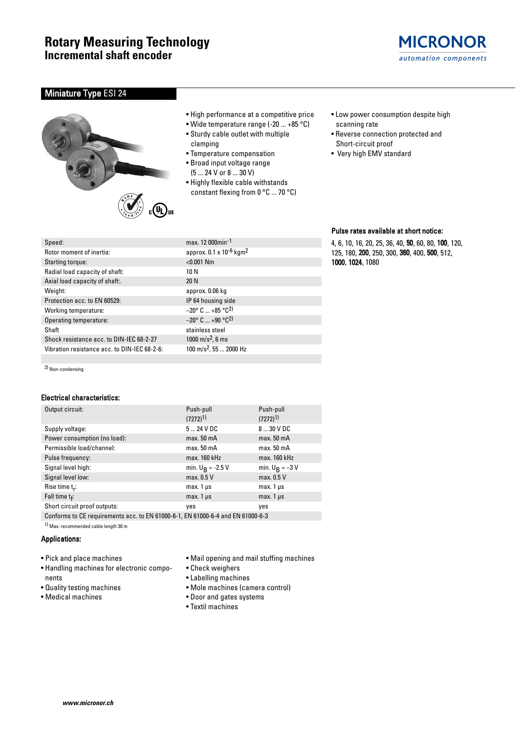# Rotary Measuring Technology
## Incremental shaft encoder

MICRONOR
*automation components*

### Miniature Type ESI 24

- High performance at a competitive price
- Wide temperature range (-20 ... +85 °C)
- Sturdy cable outlet with multiple clamping
- Temperature compensation
- Broad input voltage range (5 ... 24 V or 8 ... 30 V)
- Highly flexible cable withstands constant flexing from 0 °C ... 70 °C)
- Low power consumption despite high scanning rate
- Reverse connection protected and Short-circuit proof
- Very high EMV standard

| | |
|---|---|
| Speed: | max. 12 000min$^{-1}$ |
| Rotor moment of inertia: | approx. 0.1 x $10^{-6}$ kgm$^2$ |
| Starting torque: | <0.001 Nm |
| Radial load capacity of shaft: | 10 N |
| Axial load capacity of shaft:. | 20 N |
| Weight: | approx. 0.06 kg |
| Protection acc. to EN 60529: | IP 64 housing side |
| Working temperature: | –20° C ... +85 °C[2] |
| Operating temperature: | –20° C ... +90 °C[2] |
| Shaft | stainless steel |
| Shock resistance acc. to DIN-IEC 68-2-27 | 1000 m/s$^2$, 6 ms |
| Vibration resistance acc. to DIN-IEC 68-2-6: | 100 m/s$^2$, 55 ... 2000 Hz |

[2] Non-condensing

**Pulse rates available at short notice:**

4, 6, 10, 16, 20, 25, 36, 40, **50**, 60, 80, **100**, 120, 125, 180, **200**, 250, 300, **360**, 400, **500**, 512, **1000**, **1024**, 1080

### Electrical characteristics:

| | | |
|---|---|---|
| Output circuit: | Push-pull (7272)[1] | Push-pull (7272)[1] |
| Supply voltage: | 5 ... 24 V DC | 8 ... 30 V DC |
| Power consumption (no load): | max. 50 mA | max. 50 mA |
| Permissible load/channel: | max. 50 mA | max. 50 mA |
| Pulse frequency: | max. 160 kHz | max. 160 kHz |
| Signal level high: | min. $U_B$ = -2.5 V | min. $U_B$ = –3 V |
| Signal level low: | max. 0.5 V | max. 0.5 V |
| Rise time $t_r$: | max. 1 µs | max. 1 µs |
| Fall time $t_f$: | max. 1 µs | max. 1 µs |
| Short circuit proof outputs: | yes | yes |
| Conforms to CE requirements acc. to EN 61000-6-1, EN 61000-6-4 and EN 61000-6-3 | | |

[1] Max. recommended cable length 30 m

### Applications:

- Pick and place machines
- Handling machines for electronic components
- Quality testing machines
- Medical machines
- Mail opening and mail stuffing machines
- Check weighers
- Labelling machines
- Mole machines (camera control)
- Door and gates systems
- Textil machines

*www.micronor.ch*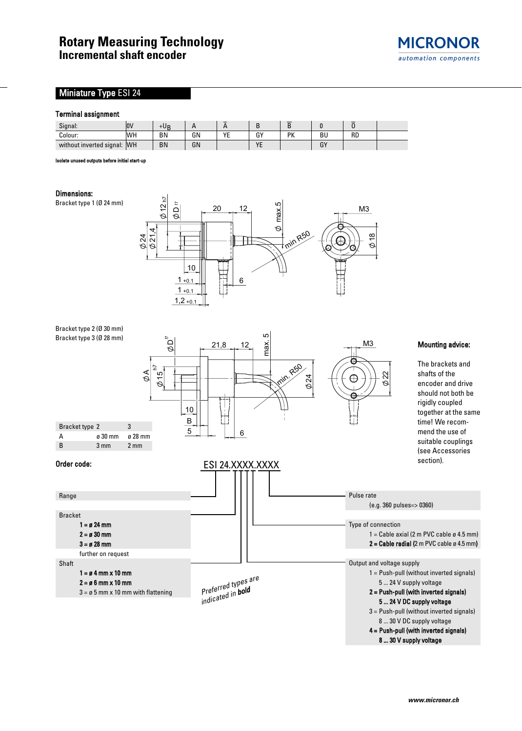# Rotary Measuring Technology
## Incremental shaft encoder

MICRONOR
automation components

## Miniature Type ESI 24

### Terminal assignment

| Signal: | 0V | +$U_B$ | A | $\overline{A}$ | B | $\overline{B}$ | 0 | $\overline{0}$ | |
|---|---|---|---|---|---|---|---|---|---|
| Colour: | WH | BN | GN | YE | GY | PK | BU | RD | |
| without inverted signal: | WH | BN | GN | | YE | | GY | | |

**Isolate unused outputs before initial start-up**

### Dimensions:

Bracket type 1 (Ø 24 mm)

Ø 12 h7
Ø D f7
20
12
Ø max.5
M3
Ø 24
Ø 21,4
min R50
Ø 18
10
1 +0.1
1 +0.1
6
1,2 +0.1

Bracket type 2 (Ø 30 mm)
Bracket type 3 (Ø 28 mm)

Ø D f7
21,8
12
max. 5
M3
Ø A
Ø 15 h7
min. R50
Ø 24
Ø 22
10
B
5
6

| Bracket type | 2 | 3 |
|---|---|---|
| A | ø 30 mm | ø 28 mm |
| B | 3 mm | 2 mm |

### Mounting advice:

The brackets and shafts of the encoder and drive should not both be rigidly coupled together at the same time! We recommend the use of suitable couplings (see Accessories section).

### Order code:

ESI 24.XXXX.XXXX

**Range**

**Bracket**
- **1 = ø 24 mm**
- **2 = ø 30 mm**
- **3 = ø 28 mm**
- further on request

**Shaft**
- **1 = ø 4 mm x 10 mm**
- **2 = ø 6 mm x 10 mm**
- 3 = ø 5 mm x 10 mm with flattening

**Pulse rate**
(e.g. 360 pulses=> 0360)

**Type of connection**
- 1 = Cable axial (2 m PVC cable ø 4.5 mm)
- **2 = Cable radial (2 m PVC cable ø 4.5 mm)**

**Output and voltage supply**
- 1 = Push-pull (without inverted signals) 5 ... 24 V supply voltage
- **2 = Push-pull (with inverted signals) 5 ... 24 V DC supply voltage**
- 3 = Push-pull (without inverted signals) 8 ... 30 V DC supply voltage
- **4 = Push-pull (with inverted signals) 8 ... 30 V supply voltage**

*Preferred types are indicated in* ***bold***

www.micronor.ch